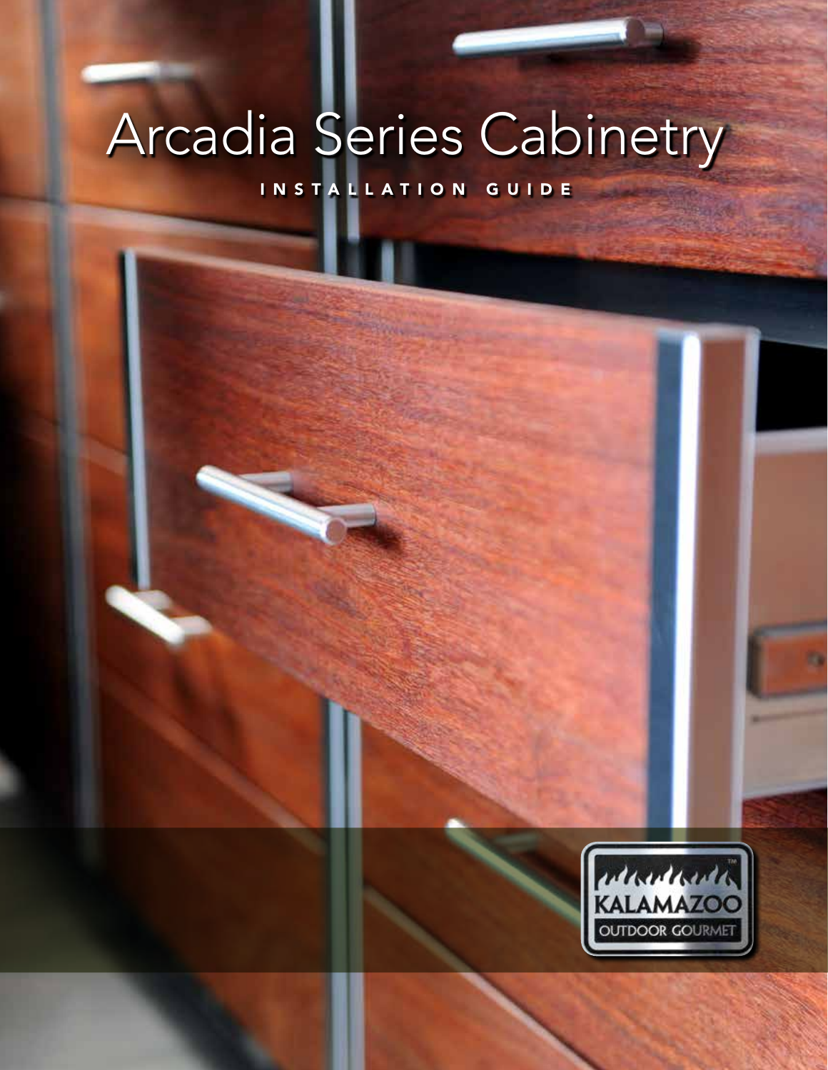# Arcadia Series Cabinetry

INSTALLATION GUIDE

KALAMAZOO OUTDOOR GOURMET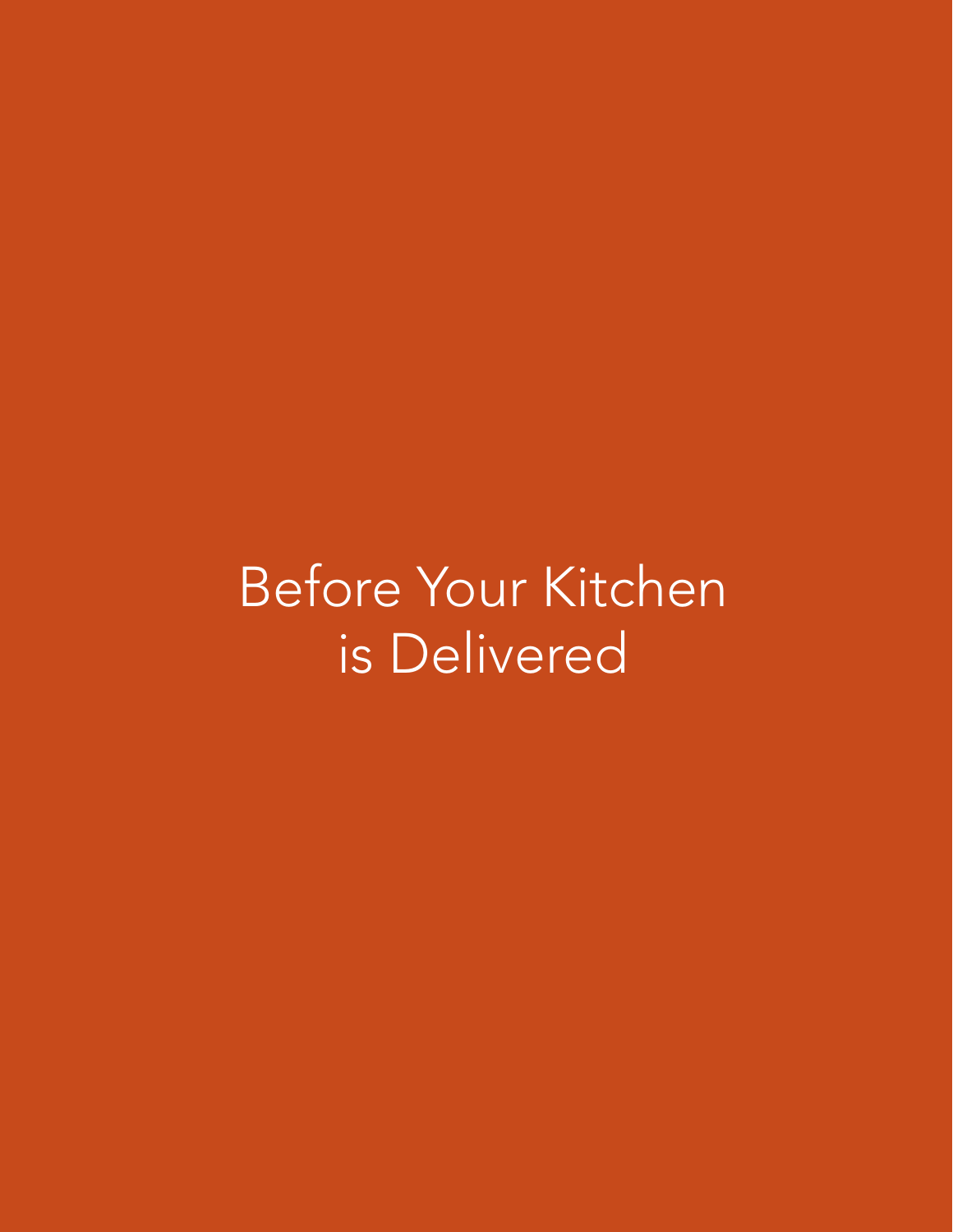# Before Your Kitchen is Delivered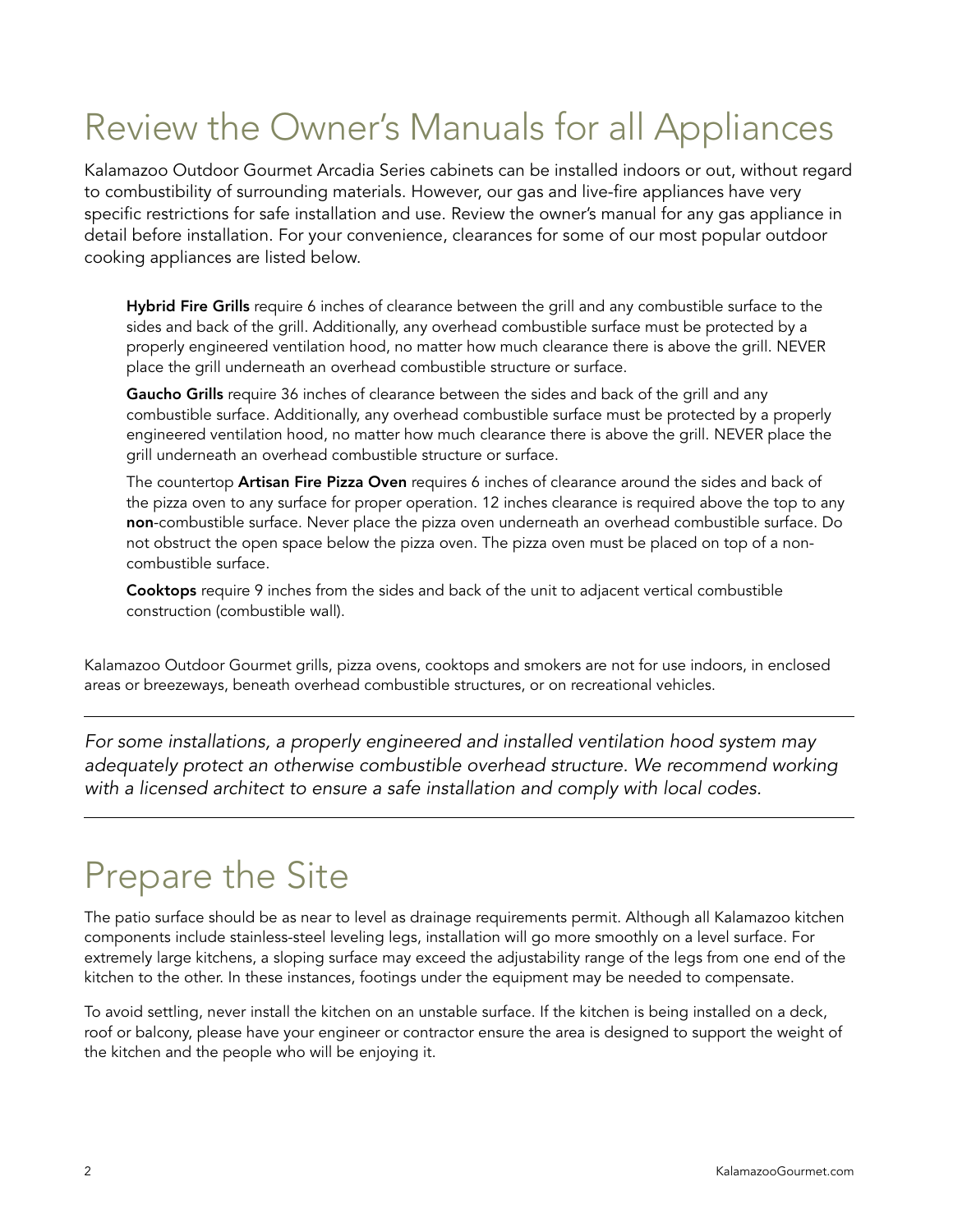# Review the Owner's Manuals for all Appliances

Kalamazoo Outdoor Gourmet Arcadia Series cabinets can be installed indoors or out, without regard to combustibility of surrounding materials. However, our gas and live-fire appliances have very specific restrictions for safe installation and use. Review the owner's manual for any gas appliance in detail before installation. For your convenience, clearances for some of our most popular outdoor cooking appliances are listed below.

**Hybrid Fire Grills** require 6 inches of clearance between the grill and any combustible surface to the sides and back of the grill. Additionally, any overhead combustible surface must be protected by a properly engineered ventilation hood, no matter how much clearance there is above the grill. NEVER place the grill underneath an overhead combustible structure or surface.

**Gaucho Grills** require 36 inches of clearance between the sides and back of the grill and any combustible surface. Additionally, any overhead combustible surface must be protected by a properly engineered ventilation hood, no matter how much clearance there is above the grill. NEVER place the grill underneath an overhead combustible structure or surface.

The countertop **Artisan Fire Pizza Oven** requires 6 inches of clearance around the sides and back of the pizza oven to any surface for proper operation. 12 inches clearance is required above the top to any **non**-combustible surface. Never place the pizza oven underneath an overhead combustible surface. Do not obstruct the open space below the pizza oven. The pizza oven must be placed on top of a non-combustible surface.

**Cooktops** require 9 inches from the sides and back of the unit to adjacent vertical combustible construction (combustible wall).

Kalamazoo Outdoor Gourmet grills, pizza ovens, cooktops and smokers are not for use indoors, in enclosed areas or breezeways, beneath overhead combustible structures, or on recreational vehicles.

---

*For some installations, a properly engineered and installed ventilation hood system may adequately protect an otherwise combustible overhead structure. We recommend working with a licensed architect to ensure a safe installation and comply with local codes.*

---

# Prepare the Site

The patio surface should be as near to level as drainage requirements permit. Although all Kalamazoo kitchen components include stainless-steel leveling legs, installation will go more smoothly on a level surface. For extremely large kitchens, a sloping surface may exceed the adjustability range of the legs from one end of the kitchen to the other. In these instances, footings under the equipment may be needed to compensate.

To avoid settling, never install the kitchen on an unstable surface. If the kitchen is being installed on a deck, roof or balcony, please have your engineer or contractor ensure the area is designed to support the weight of the kitchen and the people who will be enjoying it.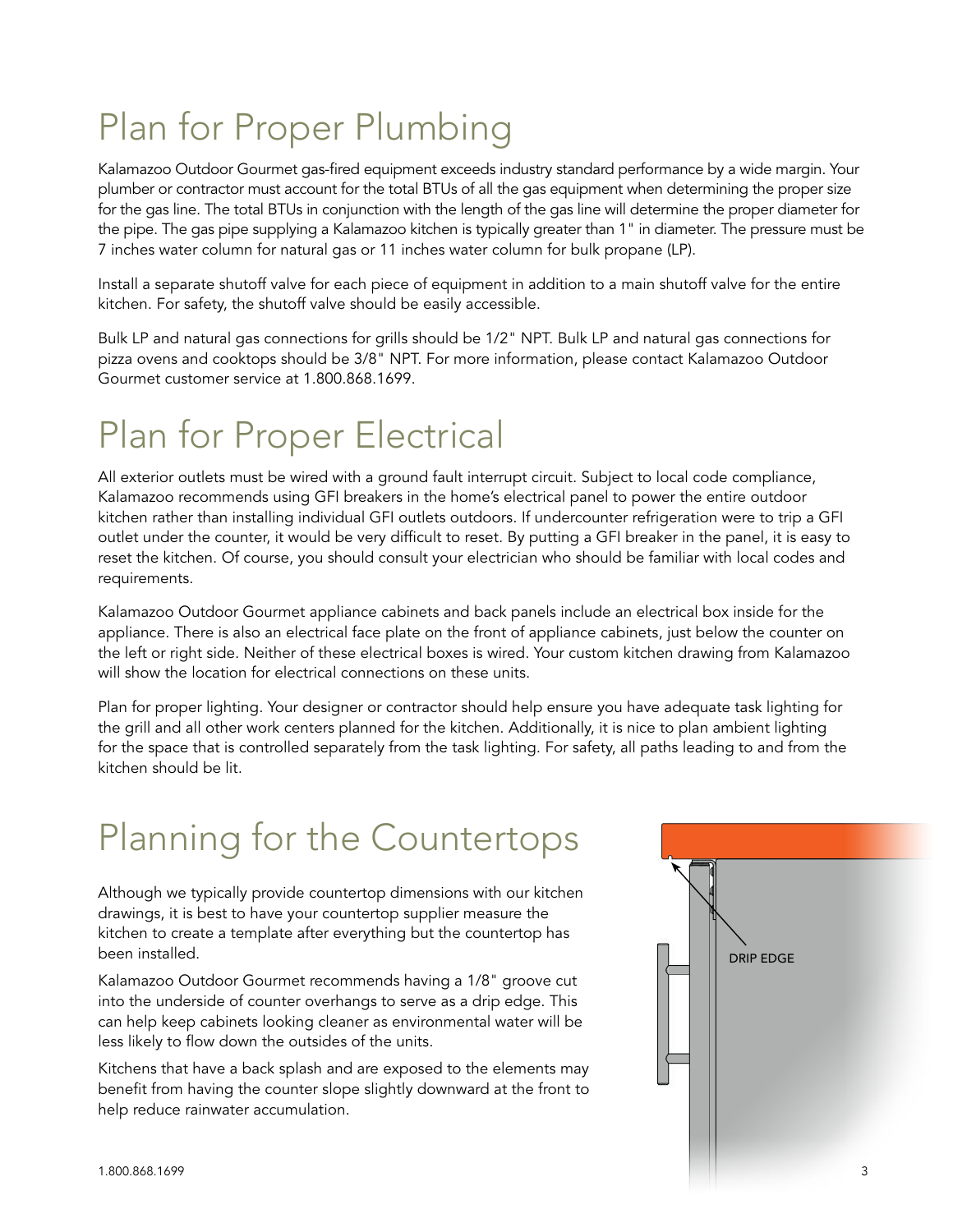# Plan for Proper Plumbing

Kalamazoo Outdoor Gourmet gas-fired equipment exceeds industry standard performance by a wide margin. Your plumber or contractor must account for the total BTUs of all the gas equipment when determining the proper size for the gas line. The total BTUs in conjunction with the length of the gas line will determine the proper diameter for the pipe. The gas pipe supplying a Kalamazoo kitchen is typically greater than 1" in diameter. The pressure must be 7 inches water column for natural gas or 11 inches water column for bulk propane (LP).

Install a separate shutoff valve for each piece of equipment in addition to a main shutoff valve for the entire kitchen. For safety, the shutoff valve should be easily accessible.

Bulk LP and natural gas connections for grills should be 1/2" NPT. Bulk LP and natural gas connections for pizza ovens and cooktops should be 3/8" NPT. For more information, please contact Kalamazoo Outdoor Gourmet customer service at 1.800.868.1699.

# Plan for Proper Electrical

All exterior outlets must be wired with a ground fault interrupt circuit. Subject to local code compliance, Kalamazoo recommends using GFI breakers in the home's electrical panel to power the entire outdoor kitchen rather than installing individual GFI outlets outdoors. If undercounter refrigeration were to trip a GFI outlet under the counter, it would be very difficult to reset. By putting a GFI breaker in the panel, it is easy to reset the kitchen. Of course, you should consult your electrician who should be familiar with local codes and requirements.

Kalamazoo Outdoor Gourmet appliance cabinets and back panels include an electrical box inside for the appliance. There is also an electrical face plate on the front of appliance cabinets, just below the counter on the left or right side. Neither of these electrical boxes is wired. Your custom kitchen drawing from Kalamazoo will show the location for electrical connections on these units.

Plan for proper lighting. Your designer or contractor should help ensure you have adequate task lighting for the grill and all other work centers planned for the kitchen. Additionally, it is nice to plan ambient lighting for the space that is controlled separately from the task lighting. For safety, all paths leading to and from the kitchen should be lit.

# Planning for the Countertops

Although we typically provide countertop dimensions with our kitchen drawings, it is best to have your countertop supplier measure the kitchen to create a template after everything but the countertop has been installed.

Kalamazoo Outdoor Gourmet recommends having a 1/8" groove cut into the underside of counter overhangs to serve as a drip edge. This can help keep cabinets looking cleaner as environmental water will be less likely to flow down the outsides of the units.

Kitchens that have a back splash and are exposed to the elements may benefit from having the counter slope slightly downward at the front to help reduce rainwater accumulation.

DRIP EDGE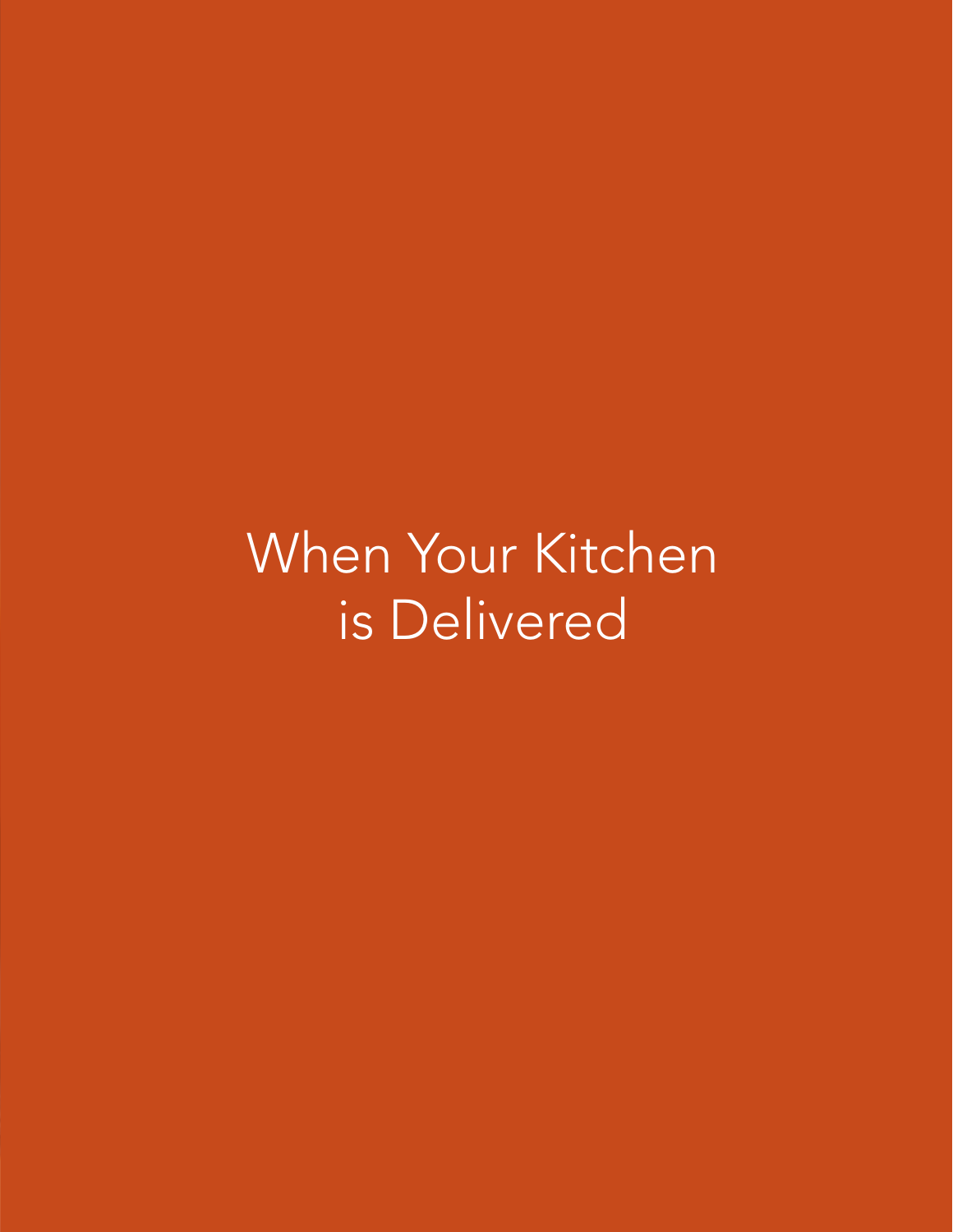# When Your Kitchen is Delivered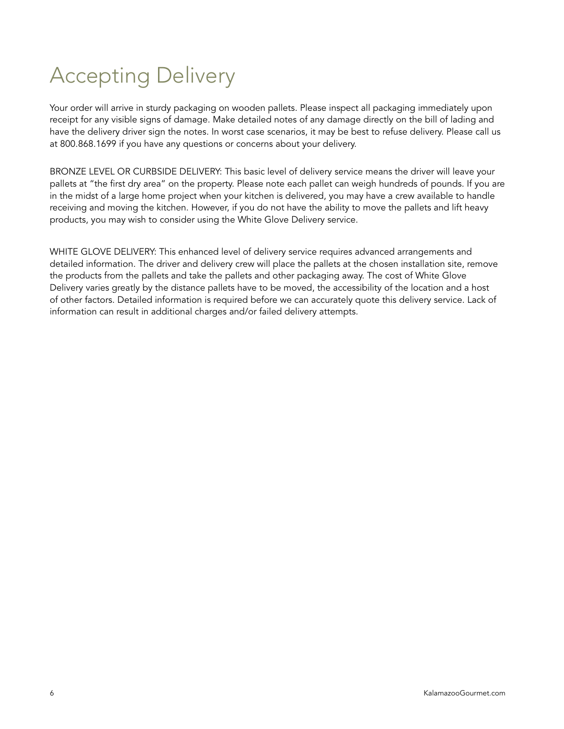# Accepting Delivery

Your order will arrive in sturdy packaging on wooden pallets. Please inspect all packaging immediately upon receipt for any visible signs of damage. Make detailed notes of any damage directly on the bill of lading and have the delivery driver sign the notes. In worst case scenarios, it may be best to refuse delivery. Please call us at 800.868.1699 if you have any questions or concerns about your delivery.

BRONZE LEVEL OR CURBSIDE DELIVERY: This basic level of delivery service means the driver will leave your pallets at "the first dry area" on the property. Please note each pallet can weigh hundreds of pounds. If you are in the midst of a large home project when your kitchen is delivered, you may have a crew available to handle receiving and moving the kitchen. However, if you do not have the ability to move the pallets and lift heavy products, you may wish to consider using the White Glove Delivery service.

WHITE GLOVE DELIVERY: This enhanced level of delivery service requires advanced arrangements and detailed information. The driver and delivery crew will place the pallets at the chosen installation site, remove the products from the pallets and take the pallets and other packaging away. The cost of White Glove Delivery varies greatly by the distance pallets have to be moved, the accessibility of the location and a host of other factors. Detailed information is required before we can accurately quote this delivery service. Lack of information can result in additional charges and/or failed delivery attempts.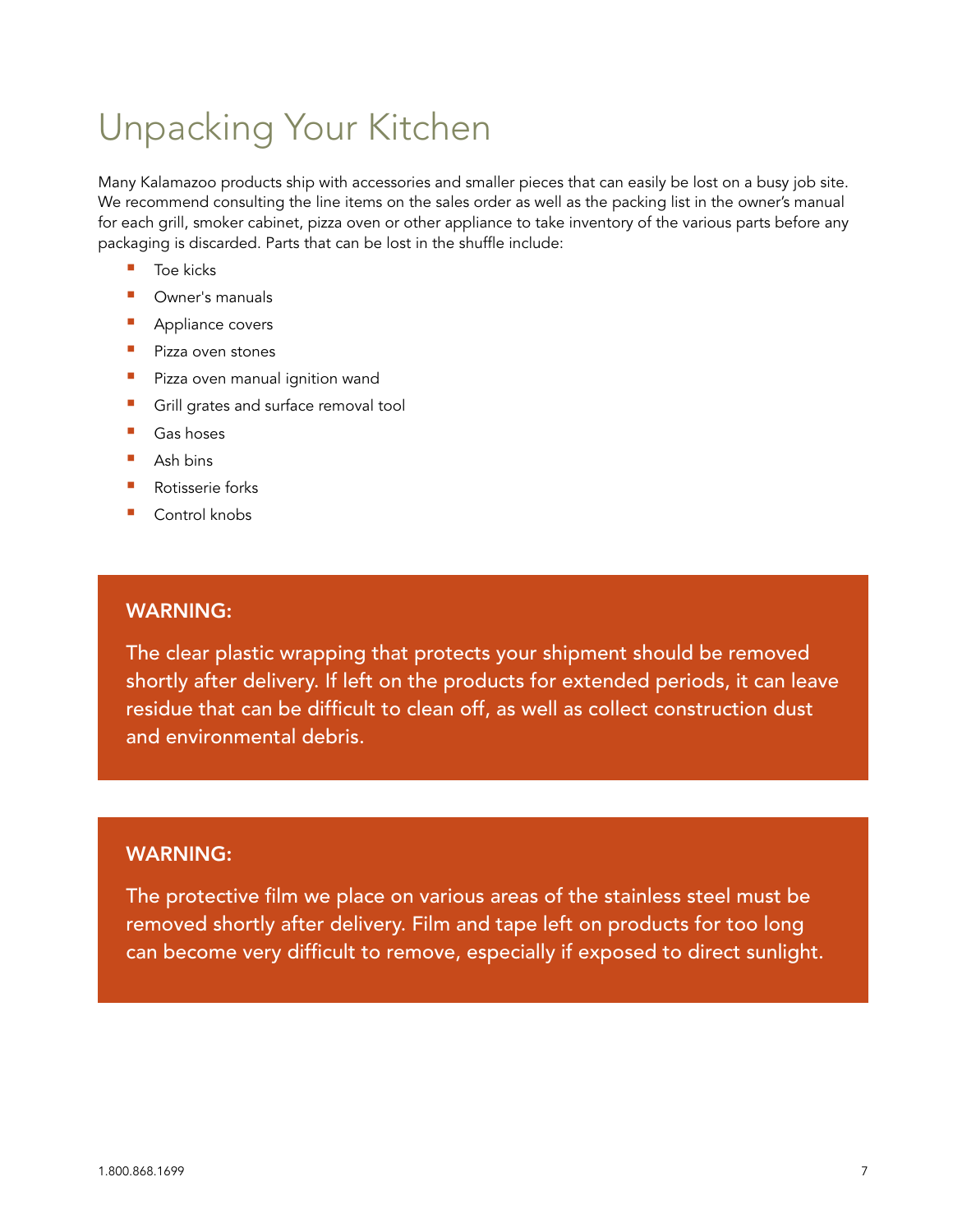# Unpacking Your Kitchen

Many Kalamazoo products ship with accessories and smaller pieces that can easily be lost on a busy job site. We recommend consulting the line items on the sales order as well as the packing list in the owner's manual for each grill, smoker cabinet, pizza oven or other appliance to take inventory of the various parts before any packaging is discarded. Parts that can be lost in the shuffle include:

- Toe kicks
- Owner's manuals
- Appliance covers
- Pizza oven stones
- Pizza oven manual ignition wand
- Grill grates and surface removal tool
- Gas hoses
- Ash bins
- Rotisserie forks
- Control knobs

**WARNING:**

The clear plastic wrapping that protects your shipment should be removed shortly after delivery. If left on the products for extended periods, it can leave residue that can be difficult to clean off, as well as collect construction dust and environmental debris.

**WARNING:**

The protective film we place on various areas of the stainless steel must be removed shortly after delivery. Film and tape left on products for too long can become very difficult to remove, especially if exposed to direct sunlight.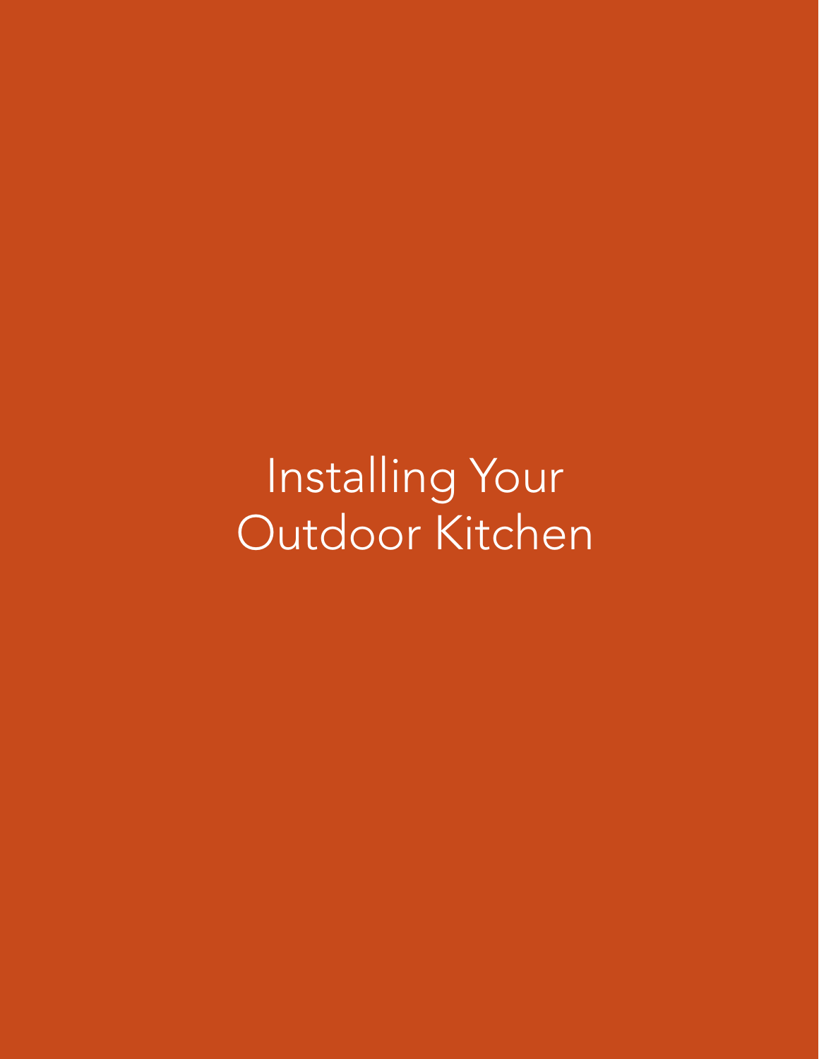# Installing Your Outdoor Kitchen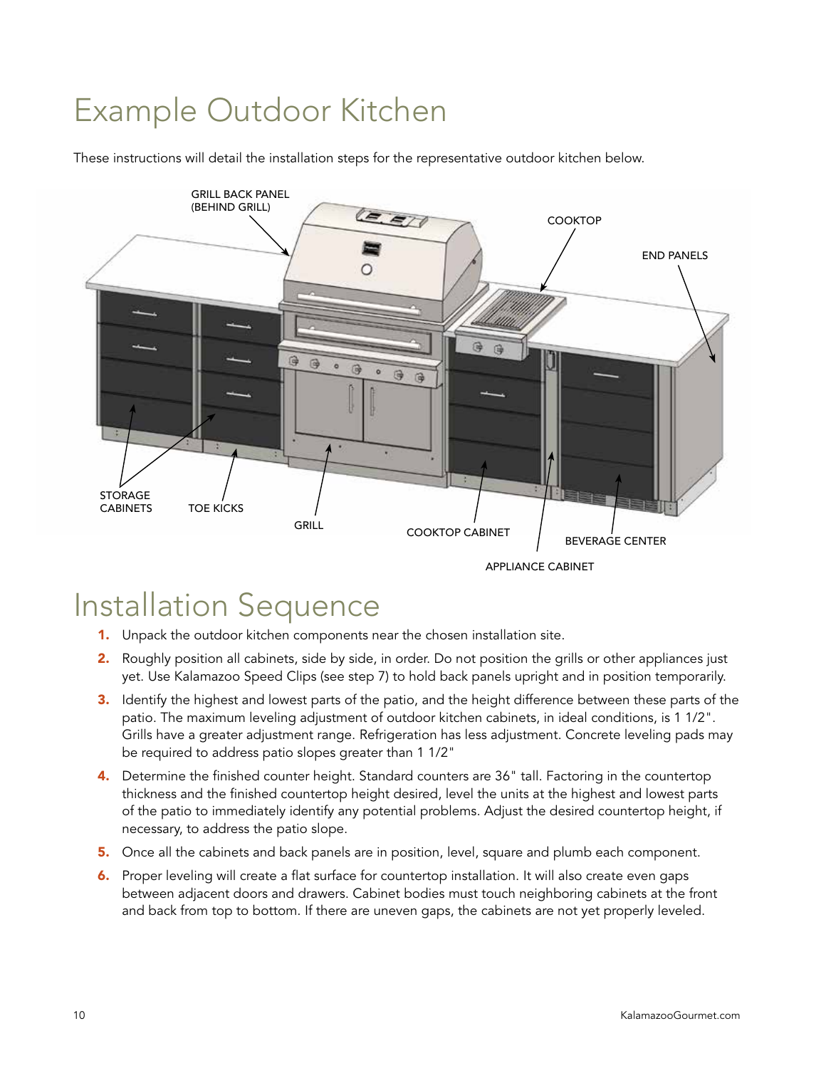# Example Outdoor Kitchen

These instructions will detail the installation steps for the representative outdoor kitchen below.

GRILL BACK PANEL (BEHIND GRILL)

COOKTOP

END PANELS

STORAGE CABINETS

TOE KICKS

GRILL

COOKTOP CABINET

BEVERAGE CENTER

APPLIANCE CABINET

# Installation Sequence

1. Unpack the outdoor kitchen components near the chosen installation site.
2. Roughly position all cabinets, side by side, in order. Do not position the grills or other appliances just yet. Use Kalamazoo Speed Clips (see step 7) to hold back panels upright and in position temporarily.
3. Identify the highest and lowest parts of the patio, and the height difference between these parts of the patio. The maximum leveling adjustment of outdoor kitchen cabinets, in ideal conditions, is 1 1/2". Grills have a greater adjustment range. Refrigeration has less adjustment. Concrete leveling pads may be required to address patio slopes greater than 1 1/2"
4. Determine the finished counter height. Standard counters are 36" tall. Factoring in the countertop thickness and the finished countertop height desired, level the units at the highest and lowest parts of the patio to immediately identify any potential problems. Adjust the desired countertop height, if necessary, to address the patio slope.
5. Once all the cabinets and back panels are in position, level, square and plumb each component.
6. Proper leveling will create a flat surface for countertop installation. It will also create even gaps between adjacent doors and drawers. Cabinet bodies must touch neighboring cabinets at the front and back from top to bottom. If there are uneven gaps, the cabinets are not yet properly leveled.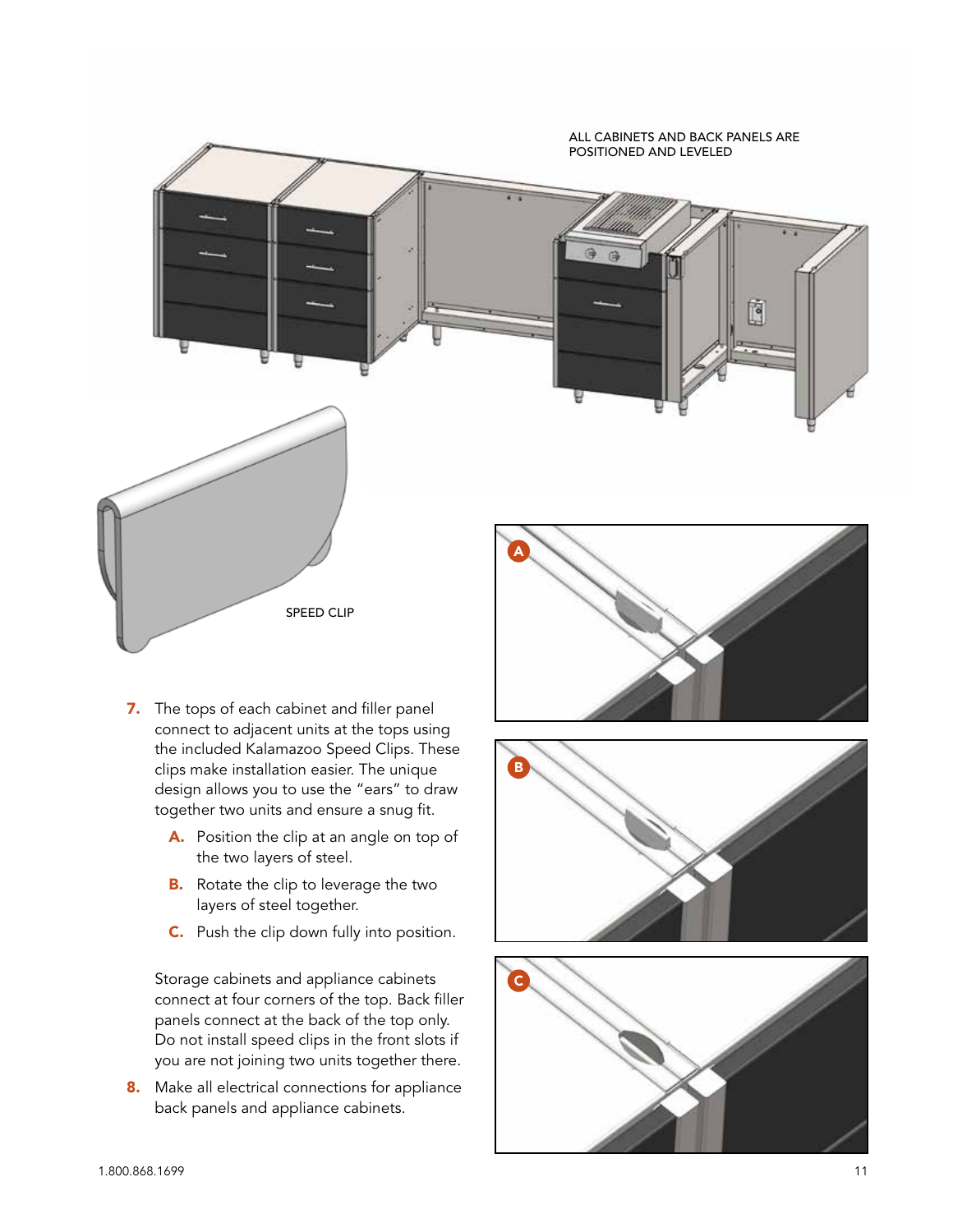ALL CABINETS AND BACK PANELS ARE POSITIONED AND LEVELED

SPEED CLIP

7. The tops of each cabinet and filler panel connect to adjacent units at the tops using the included Kalamazoo Speed Clips. These clips make installation easier. The unique design allows you to use the “ears” to draw together two units and ensure a snug fit.

   A. Position the clip at an angle on top of the two layers of steel.

   B. Rotate the clip to leverage the two layers of steel together.

   C. Push the clip down fully into position.

   Storage cabinets and appliance cabinets connect at four corners of the top. Back filler panels connect at the back of the top only. Do not install speed clips in the front slots if you are not joining two units together there.

8. Make all electrical connections for appliance back panels and appliance cabinets.

1.800.868.1699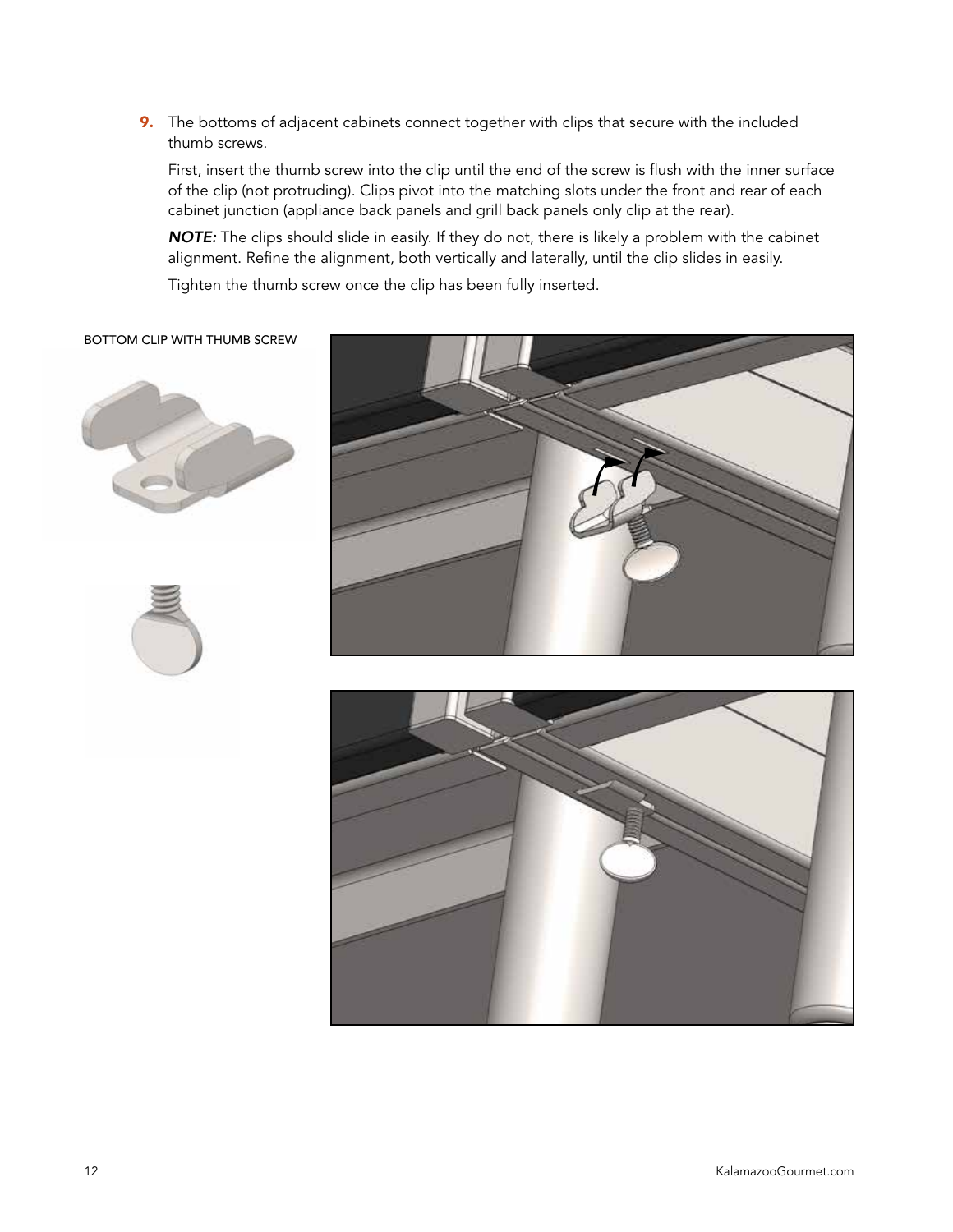9. The bottoms of adjacent cabinets connect together with clips that secure with the included thumb screws.

   First, insert the thumb screw into the clip until the end of the screw is flush with the inner surface of the clip (not protruding). Clips pivot into the matching slots under the front and rear of each cabinet junction (appliance back panels and grill back panels only clip at the rear).

   ***NOTE:*** The clips should slide in easily. If they do not, there is likely a problem with the cabinet alignment. Refine the alignment, both vertically and laterally, until the clip slides in easily.

   Tighten the thumb screw once the clip has been fully inserted.

BOTTOM CLIP WITH THUMB SCREW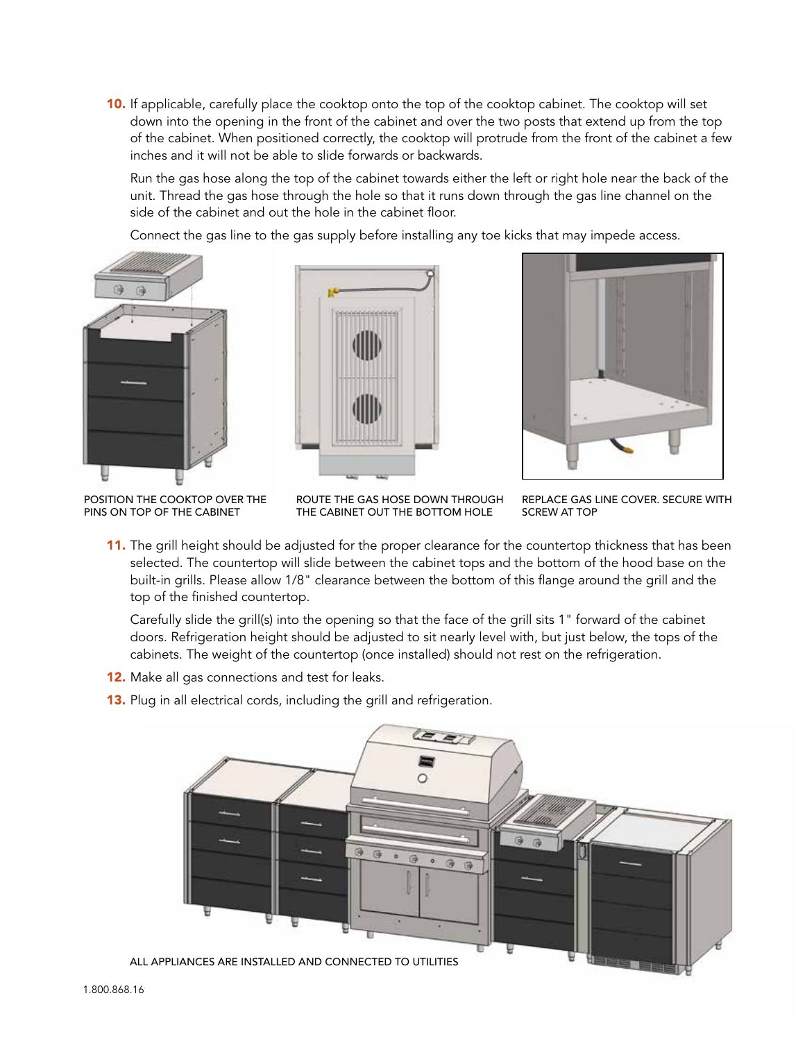10. If applicable, carefully place the cooktop onto the top of the cooktop cabinet. The cooktop will set down into the opening in the front of the cabinet and over the two posts that extend up from the top of the cabinet. When positioned correctly, the cooktop will protrude from the front of the cabinet a few inches and it will not be able to slide forwards or backwards.

    Run the gas hose along the top of the cabinet towards either the left or right hole near the back of the unit. Thread the gas hose through the hole so that it runs down through the gas line channel on the side of the cabinet and out the hole in the cabinet floor.

    Connect the gas line to the gas supply before installing any toe kicks that may impede access.

POSITION THE COOKTOP OVER THE PINS ON TOP OF THE CABINET

ROUTE THE GAS HOSE DOWN THROUGH THE CABINET OUT THE BOTTOM HOLE

REPLACE GAS LINE COVER. SECURE WITH SCREW AT TOP

11. The grill height should be adjusted for the proper clearance for the countertop thickness that has been selected. The countertop will slide between the cabinet tops and the bottom of the hood base on the built-in grills. Please allow 1/8" clearance between the bottom of this flange around the grill and the top of the finished countertop.

    Carefully slide the grill(s) into the opening so that the face of the grill sits 1" forward of the cabinet doors. Refrigeration height should be adjusted to sit nearly level with, but just below, the tops of the cabinets. The weight of the countertop (once installed) should not rest on the refrigeration.

12. Make all gas connections and test for leaks.

13. Plug in all electrical cords, including the grill and refrigeration.

ALL APPLIANCES ARE INSTALLED AND CONNECTED TO UTILITIES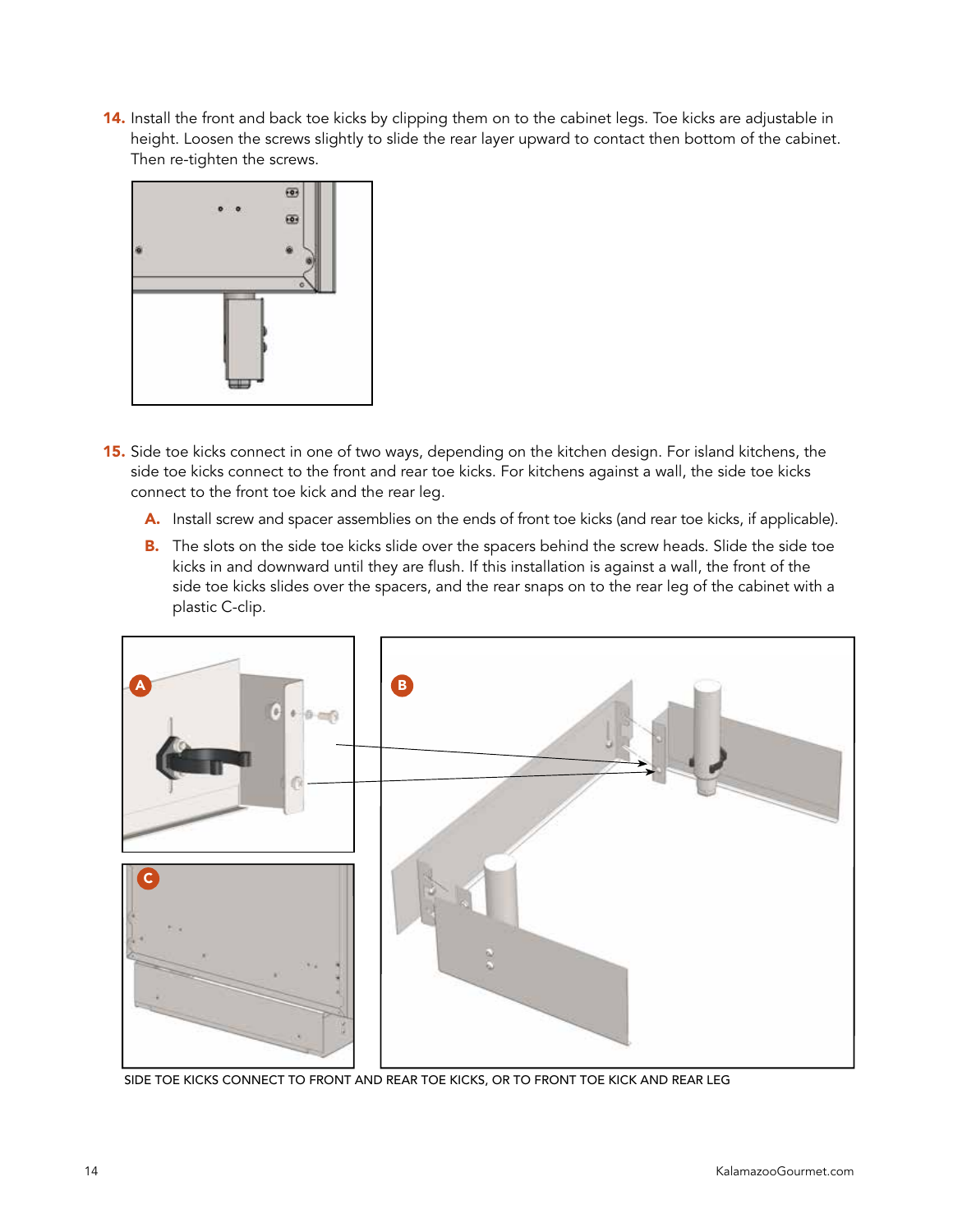**14.** Install the front and back toe kicks by clipping them on to the cabinet legs. Toe kicks are adjustable in height. Loosen the screws slightly to slide the rear layer upward to contact then bottom of the cabinet. Then re-tighten the screws.

**15.** Side toe kicks connect in one of two ways, depending on the kitchen design. For island kitchens, the side toe kicks connect to the front and rear toe kicks. For kitchens against a wall, the side toe kicks connect to the front toe kick and the rear leg.

- **A.** Install screw and spacer assemblies on the ends of front toe kicks (and rear toe kicks, if applicable).
- **B.** The slots on the side toe kicks slide over the spacers behind the screw heads. Slide the side toe kicks in and downward until they are flush. If this installation is against a wall, the front of the side toe kicks slides over the spacers, and the rear snaps on to the rear leg of the cabinet with a plastic C-clip.

SIDE TOE KICKS CONNECT TO FRONT AND REAR TOE KICKS, OR TO FRONT TOE KICK AND REAR LEG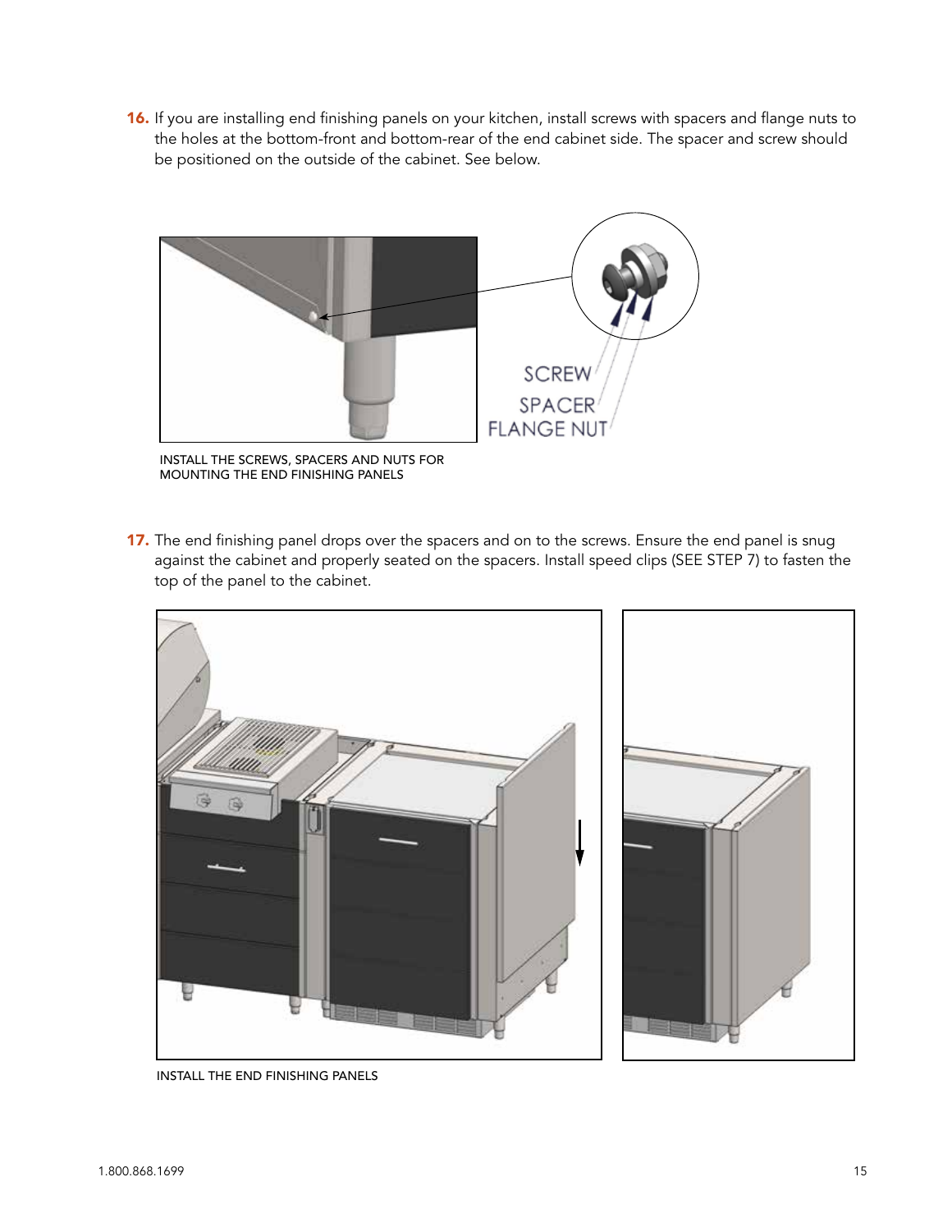16. If you are installing end finishing panels on your kitchen, install screws with spacers and flange nuts to the holes at the bottom-front and bottom-rear of the end cabinet side. The spacer and screw should be positioned on the outside of the cabinet. See below.

SCREW

SPACER

FLANGE NUT

INSTALL THE SCREWS, SPACERS AND NUTS FOR MOUNTING THE END FINISHING PANELS

17. The end finishing panel drops over the spacers and on to the screws. Ensure the end panel is snug against the cabinet and properly seated on the spacers. Install speed clips (SEE STEP 7) to fasten the top of the panel to the cabinet.

INSTALL THE END FINISHING PANELS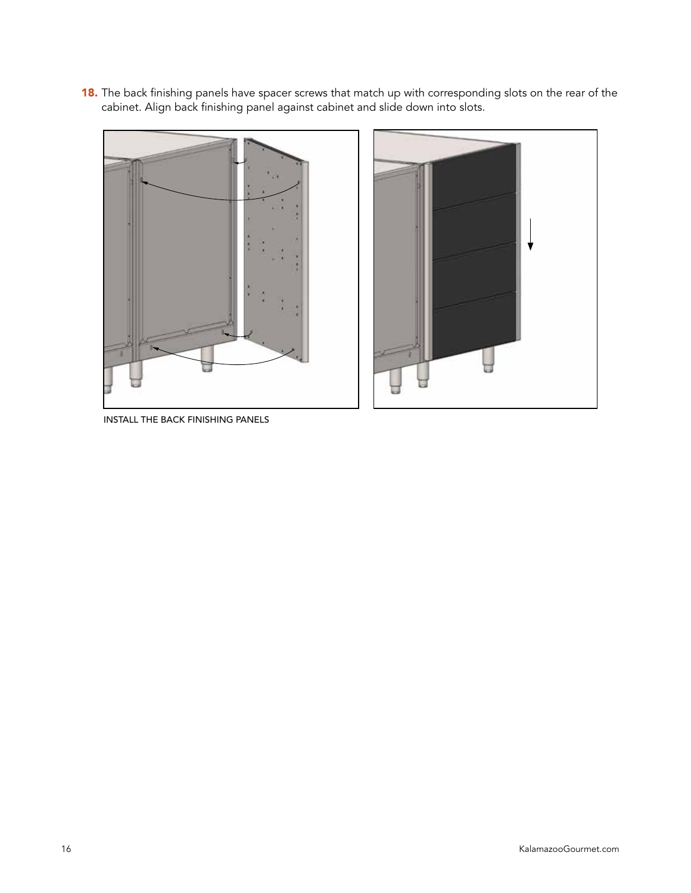**18.** The back finishing panels have spacer screws that match up with corresponding slots on the rear of the cabinet. Align back finishing panel against cabinet and slide down into slots.

INSTALL THE BACK FINISHING PANELS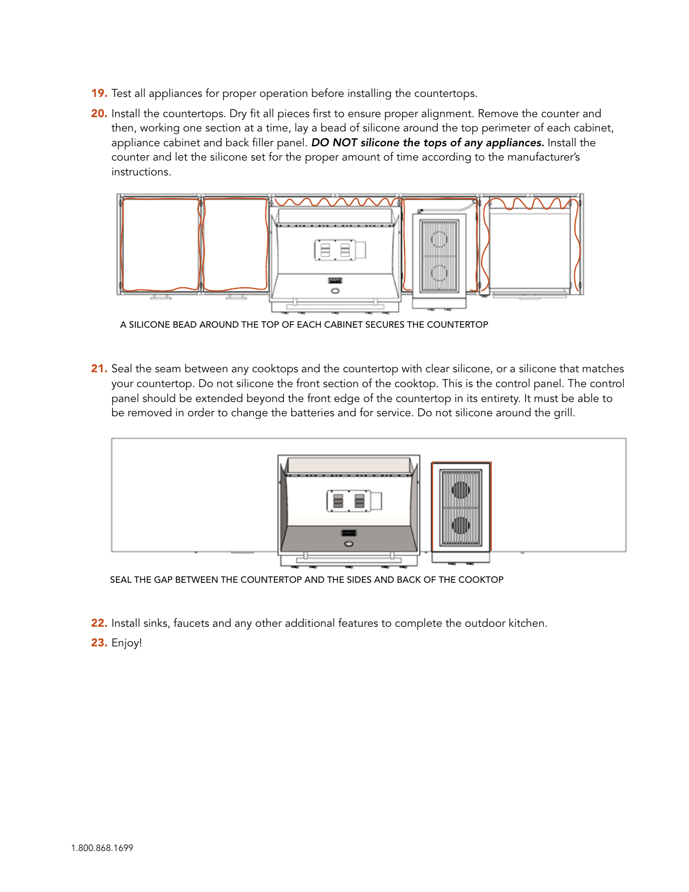19. Test all appliances for proper operation before installing the countertops.

20. Install the countertops. Dry fit all pieces first to ensure proper alignment. Remove the counter and then, working one section at a time, lay a bead of silicone around the top perimeter of each cabinet, appliance cabinet and back filler panel. ***DO NOT silicone the tops of any appliances.*** Install the counter and let the silicone set for the proper amount of time according to the manufacturer's instructions.

A SILICONE BEAD AROUND THE TOP OF EACH CABINET SECURES THE COUNTERTOP

21. Seal the seam between any cooktops and the countertop with clear silicone, or a silicone that matches your countertop. Do not silicone the front section of the cooktop. This is the control panel. The control panel should be extended beyond the front edge of the countertop in its entirety. It must be able to be removed in order to change the batteries and for service. Do not silicone around the grill.

SEAL THE GAP BETWEEN THE COUNTERTOP AND THE SIDES AND BACK OF THE COOKTOP

22. Install sinks, faucets and any other additional features to complete the outdoor kitchen.

23. Enjoy!

1.800.868.1699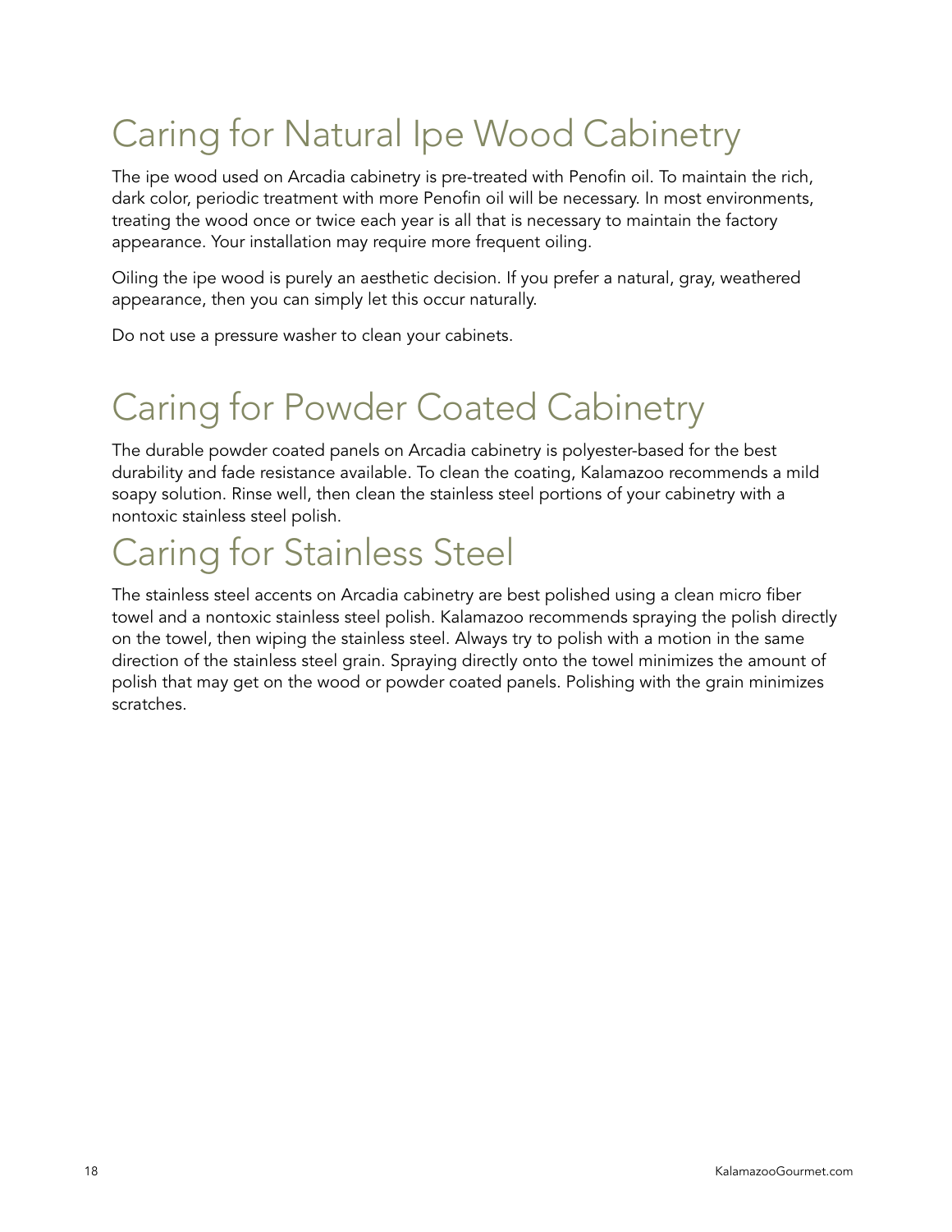# Caring for Natural Ipe Wood Cabinetry

The ipe wood used on Arcadia cabinetry is pre-treated with Penofin oil. To maintain the rich, dark color, periodic treatment with more Penofin oil will be necessary. In most environments, treating the wood once or twice each year is all that is necessary to maintain the factory appearance. Your installation may require more frequent oiling.

Oiling the ipe wood is purely an aesthetic decision. If you prefer a natural, gray, weathered appearance, then you can simply let this occur naturally.

Do not use a pressure washer to clean your cabinets.

# Caring for Powder Coated Cabinetry

The durable powder coated panels on Arcadia cabinetry is polyester-based for the best durability and fade resistance available. To clean the coating, Kalamazoo recommends a mild soapy solution. Rinse well, then clean the stainless steel portions of your cabinetry with a nontoxic stainless steel polish.

# Caring for Stainless Steel

The stainless steel accents on Arcadia cabinetry are best polished using a clean micro fiber towel and a nontoxic stainless steel polish. Kalamazoo recommends spraying the polish directly on the towel, then wiping the stainless steel. Always try to polish with a motion in the same direction of the stainless steel grain. Spraying directly onto the towel minimizes the amount of polish that may get on the wood or powder coated panels. Polishing with the grain minimizes scratches.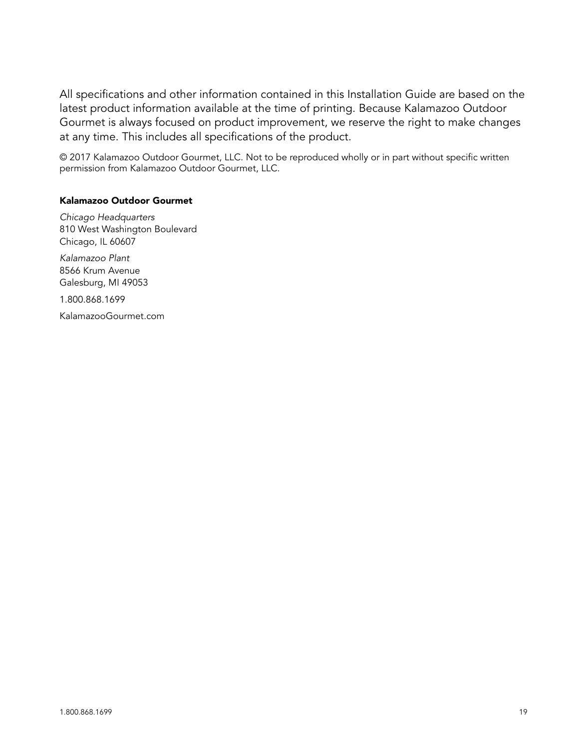All specifications and other information contained in this Installation Guide are based on the latest product information available at the time of printing. Because Kalamazoo Outdoor Gourmet is always focused on product improvement, we reserve the right to make changes at any time. This includes all specifications of the product.

© 2017 Kalamazoo Outdoor Gourmet, LLC. Not to be reproduced wholly or in part without specific written permission from Kalamazoo Outdoor Gourmet, LLC.

**Kalamazoo Outdoor Gourmet**

*Chicago Headquarters*
810 West Washington Boulevard
Chicago, IL 60607

*Kalamazoo Plant*
8566 Krum Avenue
Galesburg, MI 49053

1.800.868.1699

KalamazooGourmet.com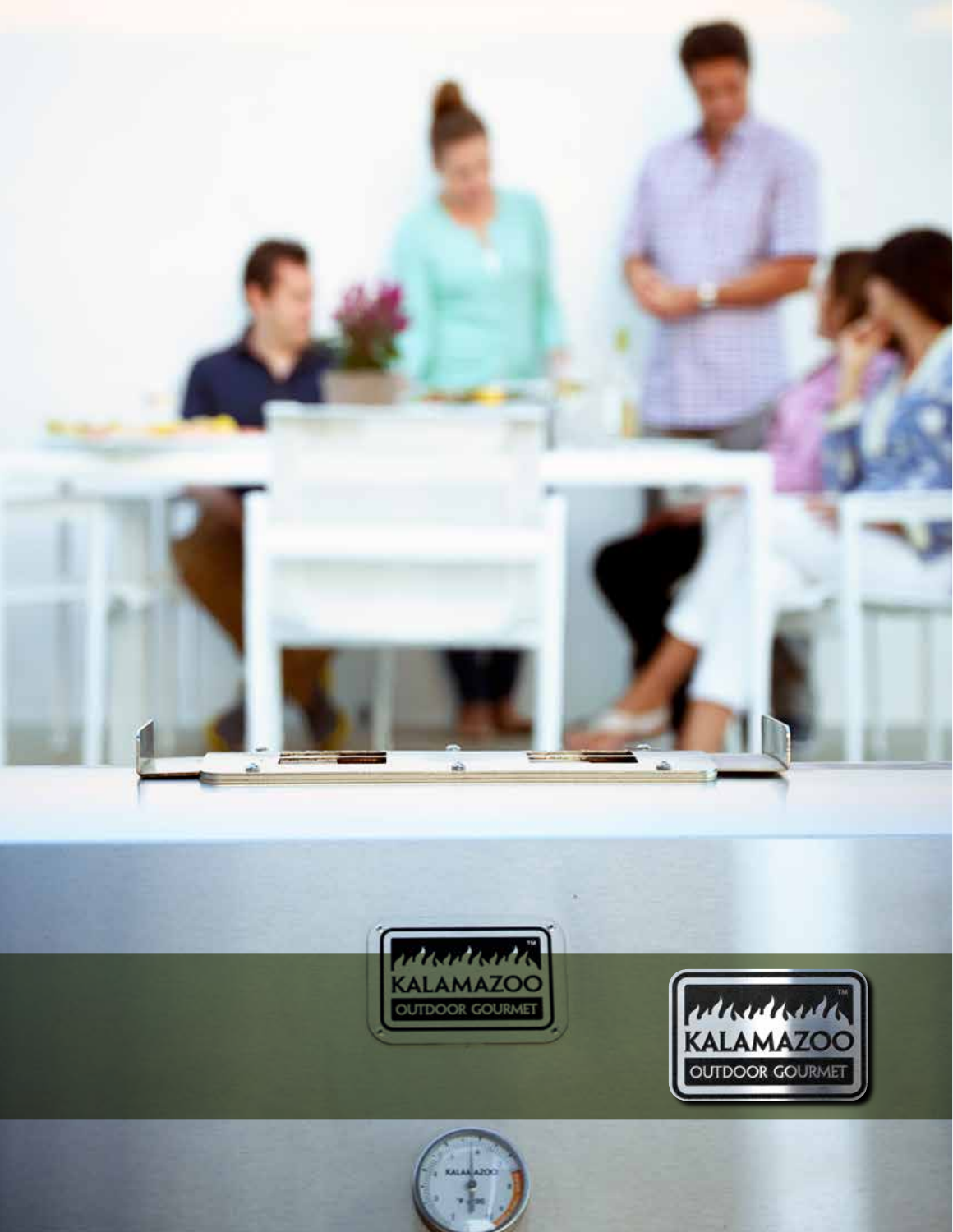KALAMAZOO™

OUTDOOR GOURMET